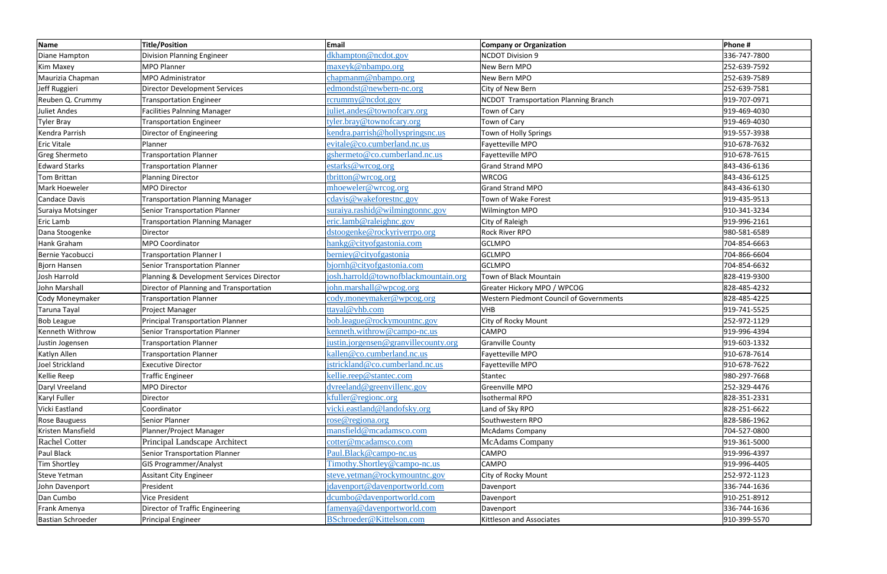| Name | Title/Position | Email | Company or Organization | Phone # |
|---|---|---|---|---|
| Diane Hampton | Division Planning Engineer | dkhampton@ncdot.gov | NCDOT Division 9 | 336-747-7800 |
| Kim Maxey | MPO Planner | maxeyk@nbampo.org | New Bern MPO | 252-639-7592 |
| Maurizia Chapman | MPO Administrator | chapmanm@nbampo.org | New Bern MPO | 252-639-7589 |
| Jeff Ruggieri | Director Development Services | edmondst@newbern-nc.org | City of New Bern | 252-639-7581 |
| Reuben Q. Crummy | Transportation Engineer | rcrummy@ncdot.gov | NCDOT Tramsportation Planning Branch | 919-707-0971 |
| Juliet Andes | Facilities Palnning Manager | juliet.andes@townofcary.org | Town of Cary | 919-469-4030 |
| Tyler Bray | Transportation Engineer | tyler.bray@townofcary.org | Town of Cary | 919-469-4030 |
| Kendra Parrish | Director of Engineering | kendra.parrish@hollyspringsnc.us | Town of Holly Springs | 919-557-3938 |
| Eric Vitale | Planner | evitale@co.cumberland.nc.us | Fayetteville MPO | 910-678-7632 |
| Greg Shermeto | Transportation Planner | gshermeto@co.cumberland.nc.us | Fayetteville MPO | 910-678-7615 |
| Edward Starks | Transportation Planner | estarks@wrcog.org | Grand Strand MPO | 843-436-6136 |
| Tom Brittan | Planning Director | tbritton@wrcog.org | WRCOG | 843-436-6125 |
| Mark Hoeweler | MPO Director | mhoeweler@wrcog.org | Grand Strand MPO | 843-436-6130 |
| Candace Davis | Transportation Planning Manager | cdavis@wakeforestnc.gov | Town of Wake Forest | 919-435-9513 |
| Suraiya Motsinger | Senior Transportation Planner | suraiya.rashid@wilmingtonnc.gov | Wilmington MPO | 910-341-3234 |
| Eric Lamb | Transportation Planning Manager | eric.lamb@raleighnc.gov | City of Raleigh | 919-996-2161 |
| Dana Stoogenke | Director | dstoogenke@rockyriverrpo.org | Rock River RPO | 980-581-6589 |
| Hank Graham | MPO Coordinator | hankg@cityofgastonia.com | GCLMPO | 704-854-6663 |
| Bernie Yacobucci | Transportation Planner I | berniey@cityofgastonia | GCLMPO | 704-866-6604 |
| Bjorn Hansen | Senior Transportation Planner | bjornh@cityofgastonia.com | GCLMPO | 704-854-6632 |
| Josh Harrold | Planning & Development Services Director | josh.harrold@townofblackmountain.org | Town of Black Mountain | 828-419-9300 |
| John Marshall | Director of Planning and Transportation | john.marshall@wpcog.org | Greater Hickory MPO / WPCOG | 828-485-4232 |
| Cody Moneymaker | Transportation Planner | cody.moneymaker@wpcog.org | Western Piedmont Council of Governments | 828-485-4225 |
| Taruna Tayal | Project Manager | ttayal@vhb.com | VHB | 919-741-5525 |
| Bob League | Principal Transportation Planner | bob.league@rockymountnc.gov | City of Rocky Mount | 252-972-1129 |
| Kenneth Withrow | Senior Transportation Planner | kenneth.withrow@campo-nc.us | CAMPO | 919-996-4394 |
| Justin Jogensen | Transportation Planner | justin.jorgensen@granvillecounty.org | Granville County | 919-603-1332 |
| Katlyn Allen | Transportation Planner | kallen@co.cumberland.nc.us | Fayetteville MPO | 910-678-7614 |
| Joel Strickland | Executive Director | jstrickland@co.cumberland.nc.us | Fayetteville MPO | 910-678-7622 |
| Kellie Reep | Traffic Engineer | kellie.reep@stantec.com | Stantec | 980-297-7668 |
| Daryl Vreeland | MPO Director | dvreeland@greenvillenc.gov | Greenville MPO | 252-329-4476 |
| Karyl Fuller | Director | kfuller@regionc.org | Isothermal RPO | 828-351-2331 |
| Vicki Eastland | Coordinator | vicki.eastland@landofsky.org | Land of Sky RPO | 828-251-6622 |
| Rose Bauguess | Senior Planner | rose@regiona.org | Southwestern RPO | 828-586-1962 |
| Kristen Mansfield | Planner/Project Manager | mansfield@mcadamsco.com | McAdams Company | 704-527-0800 |
| Rachel Cotter | Principal Landscape Architect | cotter@mcadamsco.com | McAdams Company | 919-361-5000 |
| Paul Black | Senior Transportation Planner | Paul.Black@campo-nc.us | CAMPO | 919-996-4397 |
| Tim Shortley | GIS Programmer/Analyst | Timothy.Shortley@campo-nc.us | CAMPO | 919-996-4405 |
| Steve Yetman | Assitant City Engineer | steve.yetman@rockymountnc.gov | City of Rocky Mount | 252-972-1123 |
| John Davenport | President | jdavenport@davenportworld.com | Davenport | 336-744-1636 |
| Dan Cumbo | Vice President | dcumbo@davenportworld.com | Davenport | 910-251-8912 |
| Frank Amenya | Director of Traffic Engineering | famenya@davenportworld.com | Davenport | 336-744-1636 |
| Bastian Schroeder | Principal Engineer | BSchroeder@Kittelson.com | Kittleson and Associates | 910-399-5570 |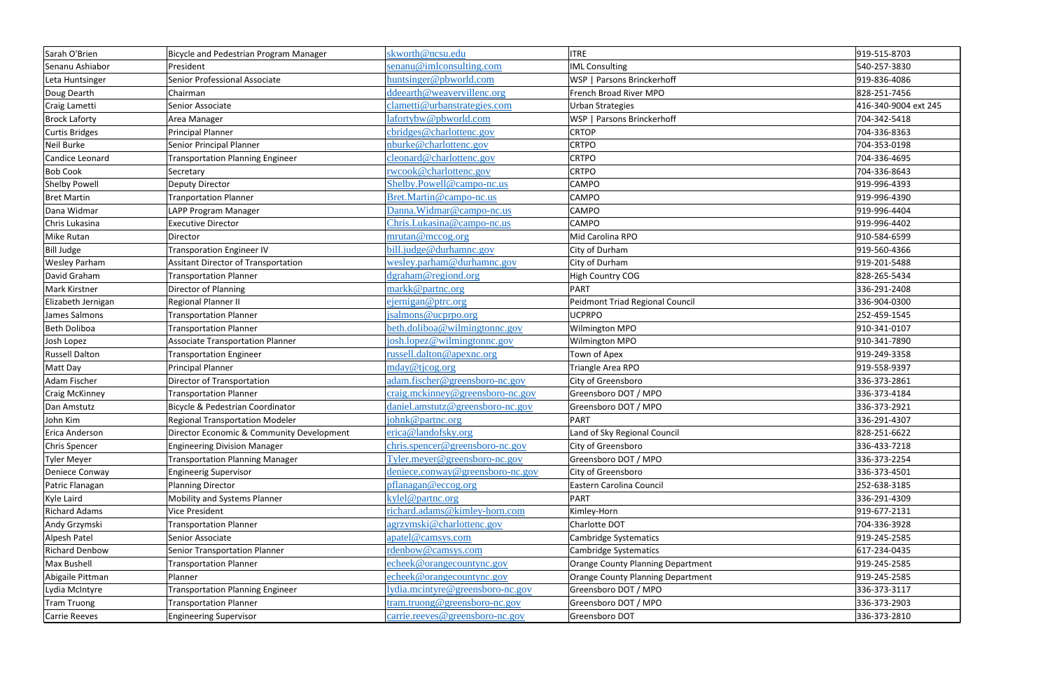| Sarah O'Brien | Bicycle and Pedestrian Program Manager | skworth@ncsu.edu | ITRE | 919-515-8703 |
|---|---|---|---|---|
| Senanu Ashiabor | President | senanu@imlconsulting.com | IML Consulting | 540-257-3830 |
| Leta Huntsinger | Senior Professional Associate | huntsinger@pbworld.com | WSP \| Parsons Brinckerhoff | 919-836-4086 |
| Doug Dearth | Chairman | ddeearth@weavervillenc.org | French Broad River MPO | 828-251-7456 |
| Craig Lametti | Senior Associate | clametti@urbanstrategies.com | Urban Strategies | 416-340-9004 ext 245 |
| Brock Laforty | Area Manager | lafortybw@pbworld.com | WSP \| Parsons Brinckerhoff | 704-342-5418 |
| Curtis Bridges | Principal Planner | cbridges@charlottenc.gov | CRTOP | 704-336-8363 |
| Neil Burke | Senior Principal Planner | nburke@charlottenc.gov | CRTPO | 704-353-0198 |
| Candice Leonard | Transportation Planning Engineer | cleonard@charlottenc.gov | CRTPO | 704-336-4695 |
| Bob Cook | Secretary | rwcook@charlottenc.gov | CRTPO | 704-336-8643 |
| Shelby Powell | Deputy Director | Shelby.Powell@campo-nc.us | CAMPO | 919-996-4393 |
| Bret Martin | Tranportation Planner | Bret.Martin@campo-nc.us | CAMPO | 919-996-4390 |
| Dana Widmar | LAPP Program Manager | Danna.Widmar@campo-nc.us | CAMPO | 919-996-4404 |
| Chris Lukasina | Executive Director | Chris.Lukasina@campo-nc.us | CAMPO | 919-996-4402 |
| Mike Rutan | Director | mrutan@mccog.org | Mid Carolina RPO | 910-584-6599 |
| Bill Judge | Transporation Engineer IV | bill.judge@durhamnc.gov | City of Durham | 919-560-4366 |
| Wesley Parham | Assitant Director of Transportation | wesley.parham@durhamnc.gov | City of Durham | 919-201-5488 |
| David Graham | Transportation Planner | dgraham@regiond.org | High Country COG | 828-265-5434 |
| Mark Kirstner | Director of Planning | markk@partnc.org | PART | 336-291-2408 |
| Elizabeth Jernigan | Regional Planner II | ejernigan@ptrc.org | Peidmont Triad Regional Council | 336-904-0300 |
| James Salmons | Transportation Planner | jsalmons@ucprpo.org | UCPRPO | 252-459-1545 |
| Beth Doliboa | Transportation Planner | beth.doliboa@wilmingtonnc.gov | Wilmington MPO | 910-341-0107 |
| Josh Lopez | Associate Transportation Planner | josh.lopez@wilmingtonnc.gov | Wilmington MPO | 910-341-7890 |
| Russell Dalton | Transportation Engineer | russell.dalton@apexnc.org | Town of Apex | 919-249-3358 |
| Matt Day | Principal Planner | mday@tjcog.org | Triangle Area RPO | 919-558-9397 |
| Adam Fischer | Director of Transportation | adam.fischer@greensboro-nc.gov | City of Greensboro | 336-373-2861 |
| Craig McKinney | Transportation Planner | craig.mckinney@greensboro-nc.gov | Greensboro DOT / MPO | 336-373-4184 |
| Dan Amstutz | Bicycle & Pedestrian Coordinator | daniel.amstutz@greensboro-nc.gov | Greensboro DOT / MPO | 336-373-2921 |
| John Kim | Regional Transportation Modeler | johnk@partnc.org | PART | 336-291-4307 |
| Erica Anderson | Director Economic & Community Development | erica@landofsky.org | Land of Sky Regional Council | 828-251-6622 |
| Chris Spencer | Engineering Division Manager | chris.spencer@greensboro-nc.gov | City of Greensboro | 336-433-7218 |
| Tyler Meyer | Transportation Planning Manager | Tyler.meyer@greensboro-nc.gov | Greensboro DOT / MPO | 336-373-2254 |
| Deniece Conway | Engineerig Supervisor | deniece.conway@greensboro-nc.gov | City of Greensboro | 336-373-4501 |
| Patric Flanagan | Planning Director | pflanagan@eccog.org | Eastern Carolina Council | 252-638-3185 |
| Kyle Laird | Mobility and Systems Planner | kylel@partnc.org | PART | 336-291-4309 |
| Richard Adams | Vice President | richard.adams@kimley-horn.com | Kimley-Horn | 919-677-2131 |
| Andy Grzymski | Transportation Planner | agrzymski@charlottenc.gov | Charlotte DOT | 704-336-3928 |
| Alpesh Patel | Senior Associate | apatel@camsys.com | Cambridge Systematics | 919-245-2585 |
| Richard Denbow | Senior Transportation Planner | rdenbow@camsys.com | Cambridge Systematics | 617-234-0435 |
| Max Bushell | Transportation Planner | echeek@orangecountync.gov | Orange County Planning Department | 919-245-2585 |
| Abigaile Pittman | Planner | echeek@orangecountync.gov | Orange County Planning Department | 919-245-2585 |
| Lydia McIntyre | Transportation Planning Engineer | lydia.mcintyre@greensboro-nc.gov | Greensboro DOT / MPO | 336-373-3117 |
| Tram Truong | Transportation Planner | tram.truong@greensboro-nc.gov | Greensboro DOT / MPO | 336-373-2903 |
| Carrie Reeves | Engineering Supervisor | carrie.reeves@greensboro-nc.gov | Greensboro DOT | 336-373-2810 |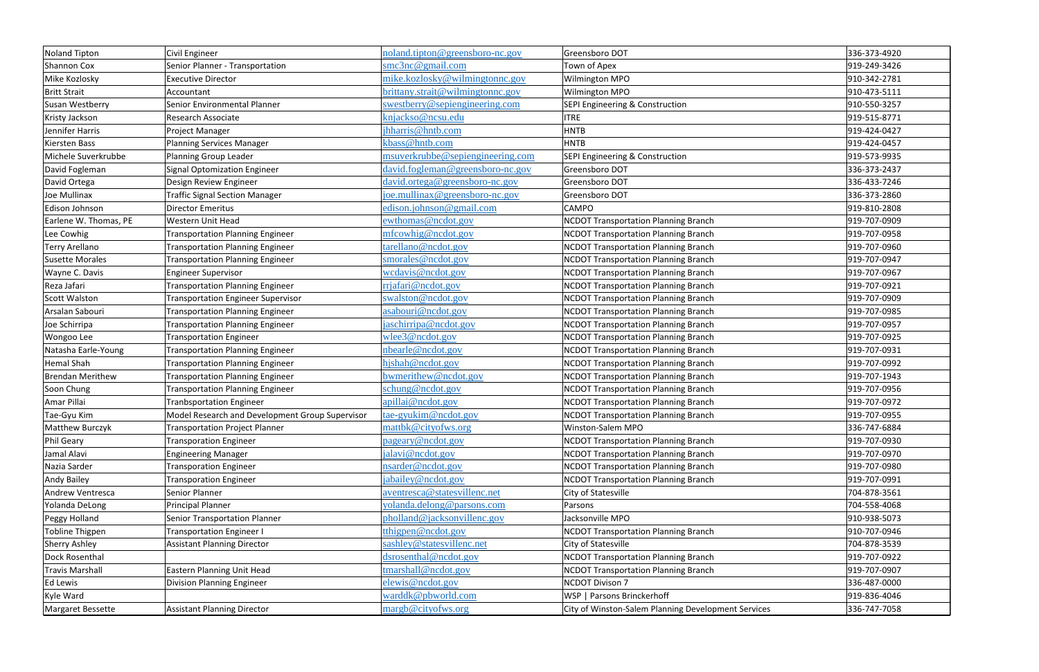| Noland Tipton | Civil Engineer | noland.tipton@greensboro-nc.gov | Greensboro DOT | 336-373-4920 |
|---|---|---|---|---|
| Shannon Cox | Senior Planner - Transportation | smc3nc@gmail.com | Town of Apex | 919-249-3426 |
| Mike Kozlosky | Executive Director | mike.kozlosky@wilmingtonnc.gov | Wilmington MPO | 910-342-2781 |
| Britt Strait | Accountant | brittany.strait@wilmingtonnc.gov | Wilmington MPO | 910-473-5111 |
| Susan Westberry | Senior Environmental Planner | swestberry@sepiengineering.com | SEPI Engineering & Construction | 910-550-3257 |
| Kristy Jackson | Research Associate | knjackso@ncsu.edu | ITRE | 919-515-8771 |
| Jennifer Harris | Project Manager | jhharris@hntb.com | HNTB | 919-424-0427 |
| Kiersten Bass | Planning Services Manager | kbass@hntb.com | HNTB | 919-424-0457 |
| Michele Suverkrubbe | Planning Group Leader | msuverkrubbe@sepiengineering.com | SEPI Engineering & Construction | 919-573-9935 |
| David Fogleman | Signal Optomization Engineer | david.fogleman@greensboro-nc.gov | Greensboro DOT | 336-373-2437 |
| David Ortega | Design Review Engineer | david.ortega@greensboro-nc.gov | Greensboro DOT | 336-433-7246 |
| Joe Mullinax | Traffic Signal Section Manager | joe.mullinax@greensboro-nc.gov | Greensboro DOT | 336-373-2860 |
| Edison Johnson | Director Emeritus | edison.johnson@gmail.com | CAMPO | 919-810-2808 |
| Earlene W. Thomas, PE | Western Unit Head | ewthomas@ncdot.gov | NCDOT Transportation Planning Branch | 919-707-0909 |
| Lee Cowhig | Transportation Planning Engineer | mfcowhig@ncdot.gov | NCDOT Transportation Planning Branch | 919-707-0958 |
| Terry Arellano | Transportation Planning Engineer | tarellano@ncdot.gov | NCDOT Transportation Planning Branch | 919-707-0960 |
| Susette Morales | Transportation Planning Engineer | smorales@ncdot.gov | NCDOT Transportation Planning Branch | 919-707-0947 |
| Wayne C. Davis | Engineer Supervisor | wcdavis@ncdot.gov | NCDOT Transportation Planning Branch | 919-707-0967 |
| Reza Jafari | Transportation Planning Engineer | rrjafari@ncdot.gov | NCDOT Transportation Planning Branch | 919-707-0921 |
| Scott Walston | Transportation Engineer Supervisor | swalston@ncdot.gov | NCDOT Transportation Planning Branch | 919-707-0909 |
| Arsalan Sabouri | Transportation Planning Engineer | asabouri@ncdot.gov | NCDOT Transportation Planning Branch | 919-707-0985 |
| Joe Schirripa | Transportation Planning Engineer | jaschirripa@ncdot.gov | NCDOT Transportation Planning Branch | 919-707-0957 |
| Wongoo Lee | Transportation Engineer | wlee3@ncdot.gov | NCDOT Transportation Planning Branch | 919-707-0925 |
| Natasha Earle-Young | Transportation Planning Engineer | nbearle@ncdot.gov | NCDOT Transportation Planning Branch | 919-707-0931 |
| Hemal Shah | Transportation Planning Engineer | hjshah@ncdot.gov | NCDOT Transportation Planning Branch | 919-707-0992 |
| Brendan Merithew | Transportation Planning Engineer | bwmerithew@ncdot.gov | NCDOT Transportation Planning Branch | 919-707-1943 |
| Soon Chung | Transportation Planning Engineer | schung@ncdot.gov | NCDOT Transportation Planning Branch | 919-707-0956 |
| Amar Pillai | Tranbsportation Engineer | apillai@ncdot.gov | NCDOT Transportation Planning Branch | 919-707-0972 |
| Tae-Gyu Kim | Model Research and Development Group Supervisor | tae-gyukim@ncdot.gov | NCDOT Transportation Planning Branch | 919-707-0955 |
| Matthew Burczyk | Transportation Project Planner | mattbk@cityofws.org | Winston-Salem MPO | 336-747-6884 |
| Phil Geary | Transporation Engineer | pageary@ncdot.gov | NCDOT Transportation Planning Branch | 919-707-0930 |
| Jamal Alavi | Engineering Manager | jalavi@ncdot.gov | NCDOT Transportation Planning Branch | 919-707-0970 |
| Nazia Sarder | Transporation Engineer | nsarder@ncdot.gov | NCDOT Transportation Planning Branch | 919-707-0980 |
| Andy Bailey | Transporation Engineer | jabailey@ncdot.gov | NCDOT Transportation Planning Branch | 919-707-0991 |
| Andrew Ventresca | Senior Planner | aventresca@statesvillenc.net | City of Statesville | 704-878-3561 |
| Yolanda DeLong | Principal Planner | yolanda.delong@parsons.com | Parsons | 704-558-4068 |
| Peggy Holland | Senior Transportation Planner | pholland@jacksonvillenc.gov | Jacksonville MPO | 910-938-5073 |
| Tobline Thigpen | Transportation Engineer I | tthigpen@ncdot.gov | NCDOT Transportation Planning Branch | 910-707-0946 |
| Sherry Ashley | Assistant Planning Director | sashley@statesvillenc.net | City of Statesville | 704-878-3539 |
| Dock Rosenthal | | dsrosenthal@ncdot.gov | NCDOT Transportation Planning Branch | 919-707-0922 |
| Travis Marshall | Eastern Planning Unit Head | tmarshall@ncdot.gov | NCDOT Transportation Planning Branch | 919-707-0907 |
| Ed Lewis | Division Planning Engineer | elewis@ncdot.gov | NCDOT Divison 7 | 336-487-0000 |
| Kyle Ward | | warddk@pbworld.com | WSP \| Parsons Brinckerhoff | 919-836-4046 |
| Margaret Bessette | Assistant Planning Director | margb@cityofws.org | City of Winston-Salem Planning Development Services | 336-747-7058 |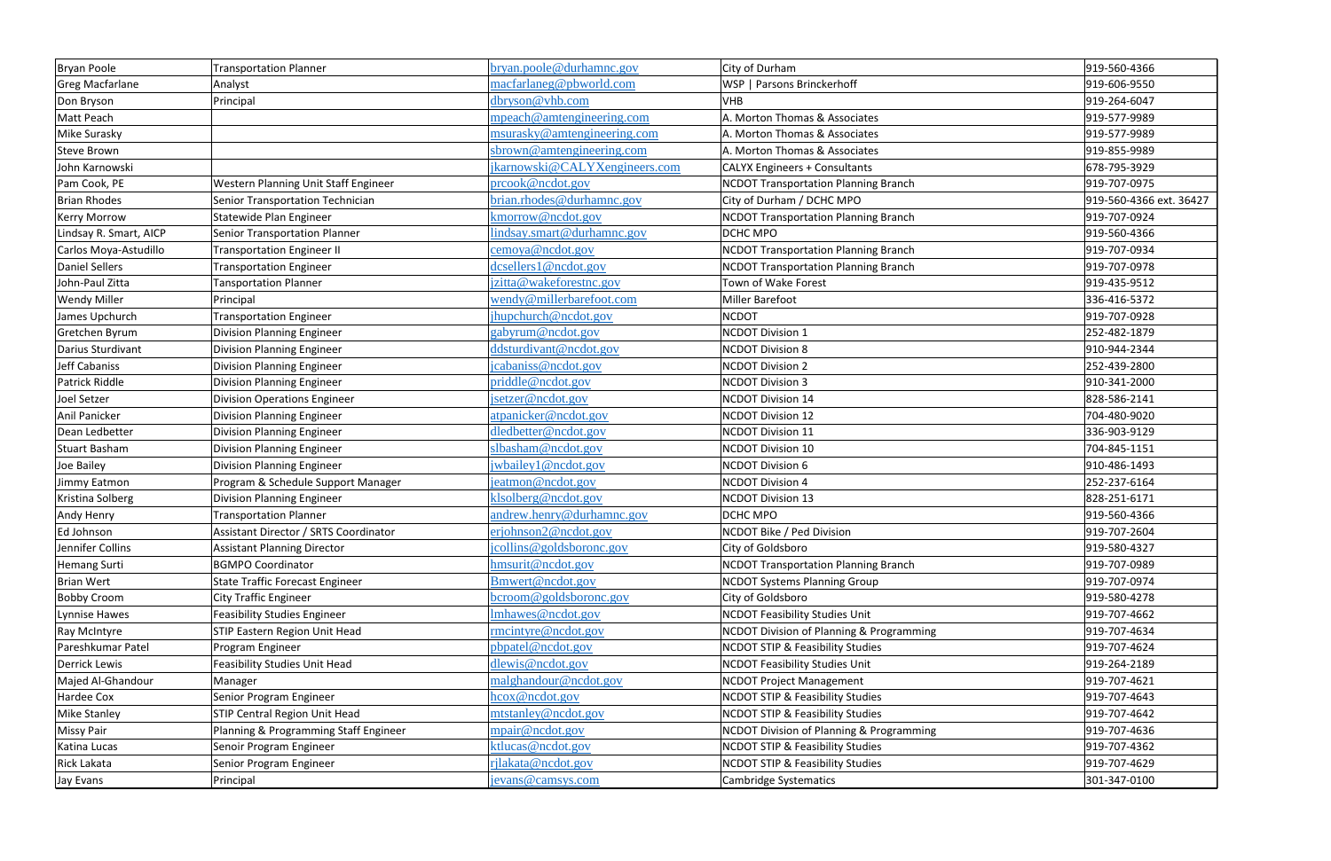| | | | | |
|---|---|---|---|---|
| Bryan Poole | Transportation Planner | bryan.poole@durhamnc.gov | City of Durham | 919-560-4366 |
| Greg Macfarlane | Analyst | macfarlaneg@pbworld.com | WSP \| Parsons Brinckerhoff | 919-606-9550 |
| Don Bryson | Principal | dbryson@vhb.com | VHB | 919-264-6047 |
| Matt Peach | | mpeach@amtengineering.com | A. Morton Thomas & Associates | 919-577-9989 |
| Mike Surasky | | msurasky@amtengineering.com | A. Morton Thomas & Associates | 919-577-9989 |
| Steve Brown | | sbrown@amtengineering.com | A. Morton Thomas & Associates | 919-855-9989 |
| John Karnowski | | jkarnowski@CALYXengineers.com | CALYX Engineers + Consultants | 678-795-3929 |
| Pam Cook, PE | Western Planning Unit Staff Engineer | prcook@ncdot.gov | NCDOT Transportation Planning Branch | 919-707-0975 |
| Brian Rhodes | Senior Transportation Technician | brian.rhodes@durhamnc.gov | City of Durham / DCHC MPO | 919-560-4366 ext. 36427 |
| Kerry Morrow | Statewide Plan Engineer | kmorrow@ncdot.gov | NCDOT Transportation Planning Branch | 919-707-0924 |
| Lindsay R. Smart, AICP | Senior Transportation Planner | lindsay.smart@durhamnc.gov | DCHC MPO | 919-560-4366 |
| Carlos Moya-Astudillo | Transportation Engineer II | cemoya@ncdot.gov | NCDOT Transportation Planning Branch | 919-707-0934 |
| Daniel Sellers | Transportation Engineer | dcsellers1@ncdot.gov | NCDOT Transportation Planning Branch | 919-707-0978 |
| John-Paul Zitta | Tansportation Planner | jzitta@wakeforestnc.gov | Town of Wake Forest | 919-435-9512 |
| Wendy Miller | Principal | wendy@millerbarefoot.com | Miller Barefoot | 336-416-5372 |
| James Upchurch | Transportation Engineer | jhupchurch@ncdot.gov | NCDOT | 919-707-0928 |
| Gretchen Byrum | Division Planning Engineer | gabyrum@ncdot.gov | NCDOT Division 1 | 252-482-1879 |
| Darius Sturdivant | Division Planning Engineer | ddsturdivant@ncdot.gov | NCDOT Division 8 | 910-944-2344 |
| Jeff Cabaniss | Division Planning Engineer | jcabaniss@ncdot.gov | NCDOT Division 2 | 252-439-2800 |
| Patrick Riddle | Division Planning Engineer | priddle@ncdot.gov | NCDOT Division 3 | 910-341-2000 |
| Joel Setzer | Division Operations Engineer | jsetzer@ncdot.gov | NCDOT Division 14 | 828-586-2141 |
| Anil Panicker | Division Planning Engineer | atpanicker@ncdot.gov | NCDOT Division 12 | 704-480-9020 |
| Dean Ledbetter | Division Planning Engineer | dledbetter@ncdot.gov | NCDOT Division 11 | 336-903-9129 |
| Stuart Basham | Division Planning Engineer | slbasham@ncdot.gov | NCDOT Division 10 | 704-845-1151 |
| Joe Bailey | Division Planning Engineer | jwbailey1@ncdot.gov | NCDOT Division 6 | 910-486-1493 |
| Jimmy Eatmon | Program & Schedule Support Manager | jeatmon@ncdot.gov | NCDOT Division 4 | 252-237-6164 |
| Kristina Solberg | Division Planning Engineer | klsolberg@ncdot.gov | NCDOT Division 13 | 828-251-6171 |
| Andy Henry | Transportation Planner | andrew.henry@durhamnc.gov | DCHC MPO | 919-560-4366 |
| Ed Johnson | Assistant Director / SRTS Coordinator | erjohnson2@ncdot.gov | NCDOT Bike / Ped Division | 919-707-2604 |
| Jennifer Collins | Assistant Planning Director | jcollins@goldsboronc.gov | City of Goldsboro | 919-580-4327 |
| Hemang Surti | BGMPO Coordinator | hmsurit@ncdot.gov | NCDOT Transportation Planning Branch | 919-707-0989 |
| Brian Wert | State Traffic Forecast Engineer | Bmwert@ncdot.gov | NCDOT Systems Planning Group | 919-707-0974 |
| Bobby Croom | City Traffic Engineer | bcroom@goldsboronc.gov | City of Goldsboro | 919-580-4278 |
| Lynnise Hawes | Feasibility Studies Engineer | lmhawes@ncdot.gov | NCDOT Feasibility Studies Unit | 919-707-4662 |
| Ray McIntyre | STIP Eastern Region Unit Head | rmcintyre@ncdot.gov | NCDOT Division of Planning & Programming | 919-707-4634 |
| Pareshkumar Patel | Program Engineer | pbpatel@ncdot.gov | NCDOT STIP & Feasibility Studies | 919-707-4624 |
| Derrick Lewis | Feasibility Studies Unit Head | dlewis@ncdot.gov | NCDOT Feasibility Studies Unit | 919-264-2189 |
| Majed Al-Ghandour | Manager | malghandour@ncdot.gov | NCDOT Project Management | 919-707-4621 |
| Hardee Cox | Senior Program Engineer | hcox@ncdot.gov | NCDOT STIP & Feasibility Studies | 919-707-4643 |
| Mike Stanley | STIP Central Region Unit Head | mtstanley@ncdot.gov | NCDOT STIP & Feasibility Studies | 919-707-4642 |
| Missy Pair | Planning & Programming Staff Engineer | mpair@ncdot.gov | NCDOT Division of Planning & Programming | 919-707-4636 |
| Katina Lucas | Senoir Program Engineer | ktlucas@ncdot.gov | NCDOT STIP & Feasibility Studies | 919-707-4362 |
| Rick Lakata | Senior Program Engineer | rjlakata@ncdot.gov | NCDOT STIP & Feasibility Studies | 919-707-4629 |
| Jay Evans | Principal | jevans@camsys.com | Cambridge Systematics | 301-347-0100 |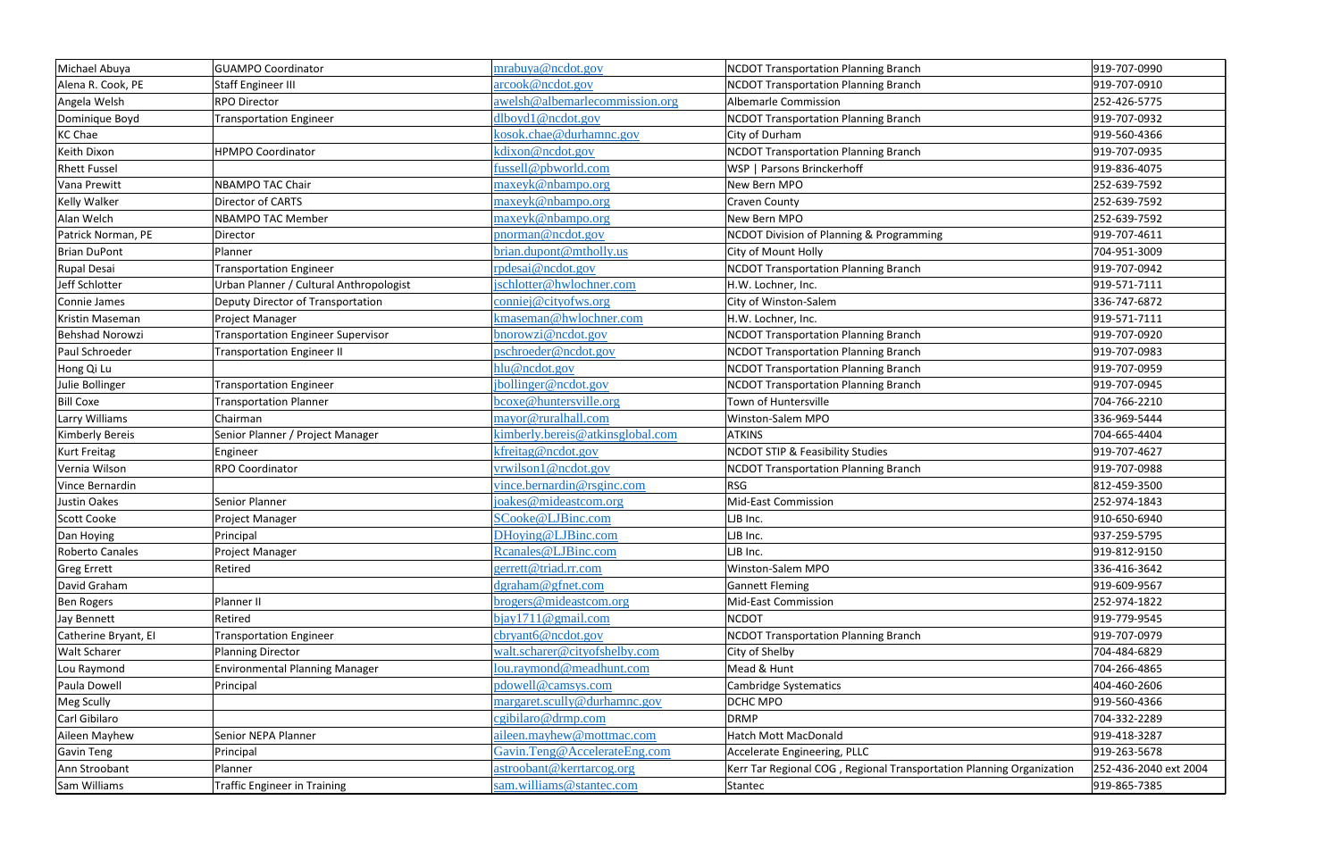| | | | | |
|---|---|---|---|---|
| Michael Abuya | GUAMPO Coordinator | mrabuya@ncdot.gov | NCDOT Transportation Planning Branch | 919-707-0990 |
| Alena R. Cook, PE | Staff Engineer III | arcook@ncdot.gov | NCDOT Transportation Planning Branch | 919-707-0910 |
| Angela Welsh | RPO Director | awelsh@albemarlecommission.org | Albemarle Commission | 252-426-5775 |
| Dominique Boyd | Transportation Engineer | dlboyd1@ncdot.gov | NCDOT Transportation Planning Branch | 919-707-0932 |
| KC Chae | | kosok.chae@durhamnc.gov | City of Durham | 919-560-4366 |
| Keith Dixon | HPMPO Coordinator | kdixon@ncdot.gov | NCDOT Transportation Planning Branch | 919-707-0935 |
| Rhett Fussel | | fussell@pbworld.com | WSP \| Parsons Brinckerhoff | 919-836-4075 |
| Vana Prewitt | NBAMPO TAC Chair | maxeyk@nbampo.org | New Bern MPO | 252-639-7592 |
| Kelly Walker | Director of CARTS | maxeyk@nbampo.org | Craven County | 252-639-7592 |
| Alan Welch | NBAMPO TAC Member | maxeyk@nbampo.org | New Bern MPO | 252-639-7592 |
| Patrick Norman, PE | Director | pnorman@ncdot.gov | NCDOT Division of Planning & Programming | 919-707-4611 |
| Brian DuPont | Planner | brian.dupont@mtholly.us | City of Mount Holly | 704-951-3009 |
| Rupal Desai | Transportation Engineer | rpdesai@ncdot.gov | NCDOT Transportation Planning Branch | 919-707-0942 |
| Jeff Schlotter | Urban Planner / Cultural Anthropologist | jschlotter@hwlochner.com | H.W. Lochner, Inc. | 919-571-7111 |
| Connie James | Deputy Director of Transportation | conniej@cityofws.org | City of Winston-Salem | 336-747-6872 |
| Kristin Maseman | Project Manager | kmaseman@hwlochner.com | H.W. Lochner, Inc. | 919-571-7111 |
| Behshad Norowzi | Transportation Engineer Supervisor | bnorowzi@ncdot.gov | NCDOT Transportation Planning Branch | 919-707-0920 |
| Paul Schroeder | Transportation Engineer II | pschroeder@ncdot.gov | NCDOT Transportation Planning Branch | 919-707-0983 |
| Hong Qi Lu | | hlu@ncdot.gov | NCDOT Transportation Planning Branch | 919-707-0959 |
| Julie Bollinger | Transportation Engineer | jbollinger@ncdot.gov | NCDOT Transportation Planning Branch | 919-707-0945 |
| Bill Coxe | Transportation Planner | bcoxe@huntersville.org | Town of Huntersville | 704-766-2210 |
| Larry Williams | Chairman | mayor@ruralhall.com | Winston-Salem MPO | 336-969-5444 |
| Kimberly Bereis | Senior Planner / Project Manager | kimberly.bereis@atkinsglobal.com | ATKINS | 704-665-4404 |
| Kurt Freitag | Engineer | kfreitag@ncdot.gov | NCDOT STIP & Feasibility Studies | 919-707-4627 |
| Vernia Wilson | RPO Coordinator | vrwilson1@ncdot.gov | NCDOT Transportation Planning Branch | 919-707-0988 |
| Vince Bernardin | | vince.bernardin@rsginc.com | RSG | 812-459-3500 |
| Justin Oakes | Senior Planner | joakes@mideastcom.org | Mid-East Commission | 252-974-1843 |
| Scott Cooke | Project Manager | SCooke@LJBinc.com | LJB Inc. | 910-650-6940 |
| Dan Hoying | Principal | DHoying@LJBinc.com | LJB Inc. | 937-259-5795 |
| Roberto Canales | Project Manager | Rcanales@LJBinc.com | LJB Inc. | 919-812-9150 |
| Greg Errett | Retired | gerrett@triad.rr.com | Winston-Salem MPO | 336-416-3642 |
| David Graham | | dgraham@gfnet.com | Gannett Fleming | 919-609-9567 |
| Ben Rogers | Planner II | brogers@mideastcom.org | Mid-East Commission | 252-974-1822 |
| Jay Bennett | Retired | bjay1711@gmail.com | NCDOT | 919-779-9545 |
| Catherine Bryant, EI | Transportation Engineer | cbryant6@ncdot.gov | NCDOT Transportation Planning Branch | 919-707-0979 |
| Walt Scharer | Planning Director | walt.scharer@cityofshelby.com | City of Shelby | 704-484-6829 |
| Lou Raymond | Environmental Planning Manager | lou.raymond@meadhunt.com | Mead & Hunt | 704-266-4865 |
| Paula Dowell | Principal | pdowell@camsys.com | Cambridge Systematics | 404-460-2606 |
| Meg Scully | | margaret.scully@durhamnc.gov | DCHC MPO | 919-560-4366 |
| Carl Gibilaro | | cgibilaro@drmp.com | DRMP | 704-332-2289 |
| Aileen Mayhew | Senior NEPA Planner | aileen.mayhew@mottmac.com | Hatch Mott MacDonald | 919-418-3287 |
| Gavin Teng | Principal | Gavin.Teng@AccelerateEng.com | Accelerate Engineering, PLLC | 919-263-5678 |
| Ann Stroobant | Planner | astroobant@kerrtarcog.org | Kerr Tar Regional COG , Regional Transportation Planning Organization | 252-436-2040 ext 2004 |
| Sam Williams | Traffic Engineer in Training | sam.williams@stantec.com | Stantec | 919-865-7385 |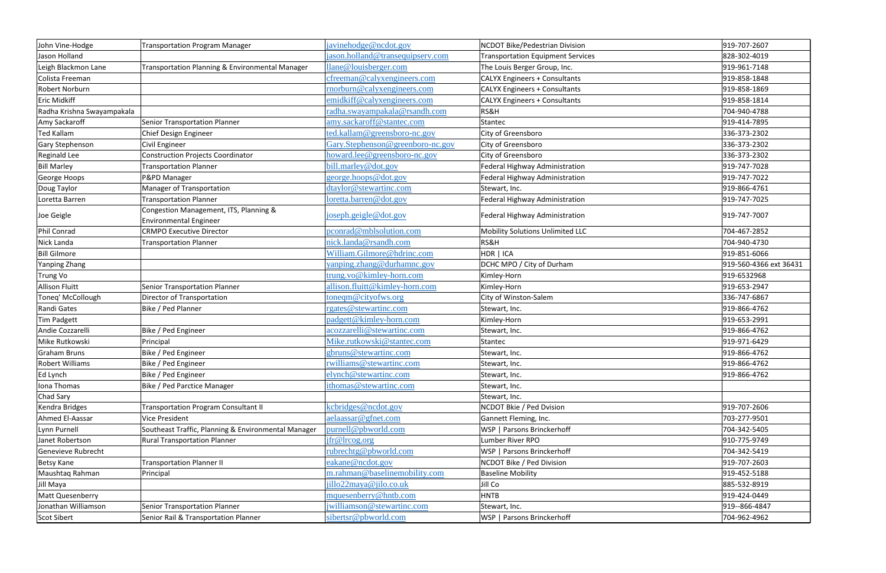| John Vine-Hodge | Transportation Program Manager | javinehodge@ncdot.gov | NCDOT Bike/Pedestrian Division | 919-707-2607 |
|---|---|---|---|---|
| Jason Holland | | jason.holland@transequipserv.com | Transportation Equipment Services | 828-302-4019 |
| Leigh Blackmon Lane | Transportation Planning & Environmental Manager | llane@louisberger.com | The Louis Berger Group, Inc. | 919-961-7148 |
| Colista Freeman | | cfreeman@calyxengineers.com | CALYX Engineers + Consultants | 919-858-1848 |
| Robert Norburn | | rnorburn@calyxengineers.com | CALYX Engineers + Consultants | 919-858-1869 |
| Eric Midkiff | | emidkiff@calyxengineers.com | CALYX Engineers + Consultants | 919-858-1814 |
| Radha Krishna Swayampakala | | radha.swayampakala@rsandh.com | RS&H | 704-940-4788 |
| Amy Sackaroff | Senior Transportation Planner | amy.sackaroff@stantec.com | Stantec | 919-414-7895 |
| Ted Kallam | Chief Design Engineer | ted.kallam@greensboro-nc.gov | City of Greensboro | 336-373-2302 |
| Gary Stephenson | Civil Engineer | Gary.Stephenson@greenboro-nc.gov | City of Greensboro | 336-373-2302 |
| Reginald Lee | Construction Projects Coordinator | howard.lee@greensboro-nc.gov | City of Greensboro | 336-373-2302 |
| Bill Marley | Transportation Planner | bill.marley@dot.gov | Federal Highway Administration | 919-747-7028 |
| George Hoops | P&PD Manager | george.hoops@dot.gov | Federal Highway Administration | 919-747-7022 |
| Doug Taylor | Manager of Transportation | dtaylor@stewartinc.com | Stewart, Inc. | 919-866-4761 |
| Loretta Barren | Transportation Planner | loretta.barren@dot.gov | Federal Highway Administration | 919-747-7025 |
| Joe Geigle | Congestion Management, ITS, Planning & Environmental Engineer | joseph.geigle@dot.gov | Federal Highway Administration | 919-747-7007 |
| Phil Conrad | CRMPO Executive Director | pconrad@mblsolution.com | Mobility Solutions Unlimited LLC | 704-467-2852 |
| Nick Landa | Transportation Planner | nick.landa@rsandh.com | RS&H | 704-940-4730 |
| Bill Gilmore | | William.Gilmore@hdrinc.com | HDR \| ICA | 919-851-6066 |
| Yanping Zhang | | yanping.zhang@durhamnc.gov | DCHC MPO / City of Durham | 919-560-4366 ext 36431 |
| Trung Vo | | trung.vo@kimley-horn.com | Kimley-Horn | 919-6532968 |
| Allison Fluitt | Senior Transportation Planner | allison.fluitt@kimley-horn.com | Kimley-Horn | 919-653-2947 |
| Toneq' McCollough | Director of Transportation | toneqm@cityofws.org | City of Winston-Salem | 336-747-6867 |
| Randi Gates | Bike / Ped Planner | rgates@stewartinc.com | Stewart, Inc. | 919-866-4762 |
| Tim Padgett | | padgett@kimley-horn.com | Kimley-Horn | 919-653-2991 |
| Andie Cozzarelli | Bike / Ped Engineer | acozzarelli@stewartinc.com | Stewart, Inc. | 919-866-4762 |
| Mike Rutkowski | Principal | Mike.rutkowski@stantec.com | Stantec | 919-971-6429 |
| Graham Bruns | Bike / Ped Engineer | gbruns@stewartinc.com | Stewart, Inc. | 919-866-4762 |
| Robert Williams | Bike / Ped Engineer | rwilliams@stewartinc.com | Stewart, Inc. | 919-866-4762 |
| Ed Lynch | Bike / Ped Engineer | elynch@stewartinc.com | Stewart, Inc. | 919-866-4762 |
| Iona Thomas | Bike / Ped Parctice Manager | ithomas@stewartinc.com | Stewart, Inc. | |
| Chad Sary | | | Stewart, Inc. | |
| Kendra Bridges | Transportation Program Consultant II | kcbridges@ncdot.gov | NCDOT Bkie / Ped Dvision | 919-707-2606 |
| Ahmed El-Aassar | Vice President | aelaassar@gfnet.com | Gannett Fleming, Inc. | 703-277-9501 |
| Lynn Purnell | Southeast Traffic, Planning & Environmental Manager | purnell@pbworld.com | WSP \| Parsons Brinckerhoff | 704-342-5405 |
| Janet Robertson | Rural Transportation Planner | jfr@lrcog.org | Lumber River RPO | 910-775-9749 |
| Genevieve Rubrecht | | rubrechtg@pbworld.com | WSP \| Parsons Brinckerhoff | 704-342-5419 |
| Betsy Kane | Transportation Planner II | eakane@ncdot.gov | NCDOT Bike / Ped Division | 919-707-2603 |
| Maushtaq Rahman | Principal | m.rahman@baselinemobility.com | Baseline Mobility | 919-452-5188 |
| Jill Maya | | jillo22maya@jilo.co.uk | Jill Co | 885-532-8919 |
| Matt Quesenberry | | mquesenberry@hntb.com | HNTB | 919-424-0449 |
| Jonathan Williamson | Senior Transportation Planner | jwilliamson@stewartinc.com | Stewart, Inc. | 919--866-4847 |
| Scot Sibert | Senior Rail & Transportation Planner | sibertsr@pbworld.com | WSP \| Parsons Brinckerhoff | 704-962-4962 |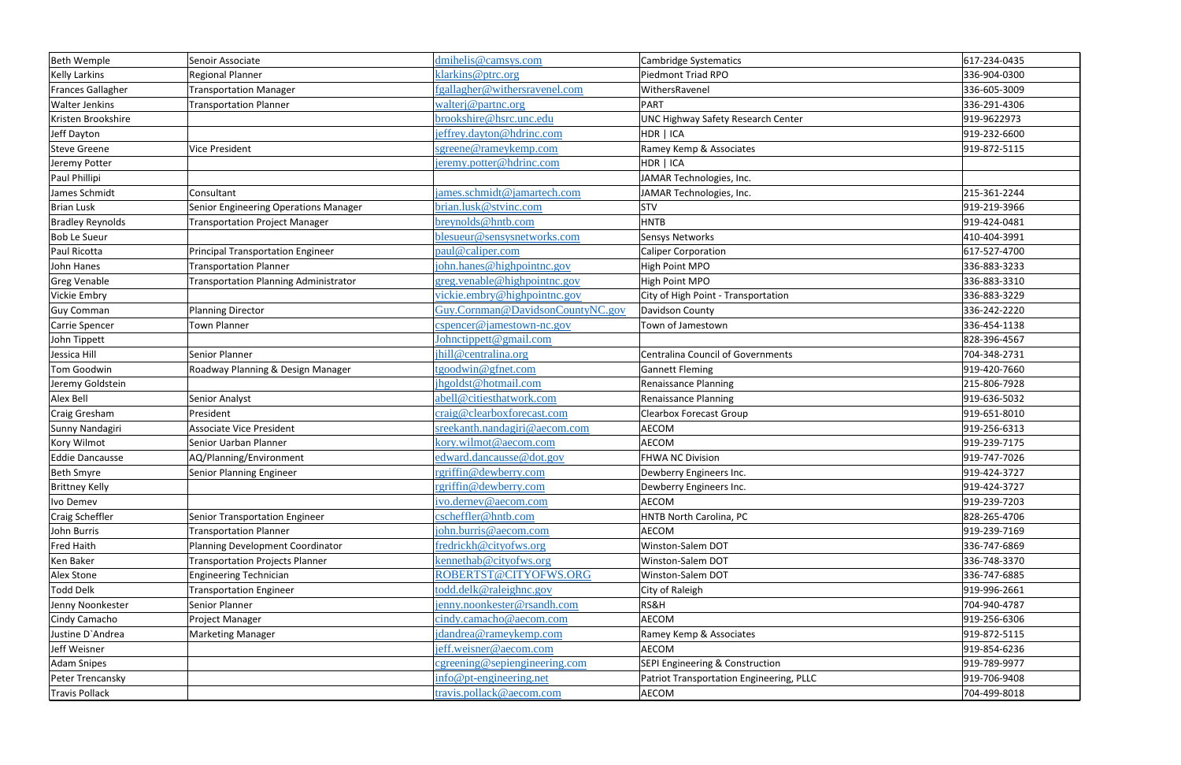| Beth Wemple | Senoir Associate | dmihelis@camsys.com | Cambridge Systematics | 617-234-0435 |
|---|---|---|---|---|
| Kelly Larkins | Regional Planner | klarkins@ptrc.org | Piedmont Triad RPO | 336-904-0300 |
| Frances Gallagher | Transportation Manager | fgallagher@withersravenel.com | WithersRavenel | 336-605-3009 |
| Walter Jenkins | Transportation Planner | walterj@partnc.org | PART | 336-291-4306 |
| Kristen Brookshire | | brookshire@hsrc.unc.edu | UNC Highway Safety Research Center | 919-9622973 |
| Jeff Dayton | | jeffrey.dayton@hdrinc.com | HDR \| ICA | 919-232-6600 |
| Steve Greene | Vice President | sgreene@rameykemp.com | Ramey Kemp & Associates | 919-872-5115 |
| Jeremy Potter | | jeremy.potter@hdrinc.com | HDR \| ICA | |
| Paul Phillipi | | | JAMAR Technologies, Inc. | |
| James Schmidt | Consultant | james.schmidt@jamartech.com | JAMAR Technologies, Inc. | 215-361-2244 |
| Brian Lusk | Senior Engineering Operations Manager | brian.lusk@stvinc.com | STV | 919-219-3966 |
| Bradley Reynolds | Transportation Project Manager | breynolds@hntb.com | HNTB | 919-424-0481 |
| Bob Le Sueur | | blesueur@sensysnetworks.com | Sensys Networks | 410-404-3991 |
| Paul Ricotta | Principal Transportation Engineer | paul@caliper.com | Caliper Corporation | 617-527-4700 |
| John Hanes | Transportation Planner | john.hanes@highpointnc.gov | High Point MPO | 336-883-3233 |
| Greg Venable | Transportation Planning Administrator | greg.venable@highpointnc.gov | High Point MPO | 336-883-3310 |
| Vickie Embry | | vickie.embry@highpointnc.gov | City of High Point - Transportation | 336-883-3229 |
| Guy Comman | Planning Director | Guy.Cornman@DavidsonCountyNC.gov | Davidson County | 336-242-2220 |
| Carrie Spencer | Town Planner | cspencer@jamestown-nc.gov | Town of Jamestown | 336-454-1138 |
| John Tippett | | Johnctippett@gmail.com | | 828-396-4567 |
| Jessica Hill | Senior Planner | jhill@centralina.org | Centralina Council of Governments | 704-348-2731 |
| Tom Goodwin | Roadway Planning & Design Manager | tgoodwin@gfnet.com | Gannett Fleming | 919-420-7660 |
| Jeremy Goldstein | | jhgoldst@hotmail.com | Renaissance Planning | 215-806-7928 |
| Alex Bell | Senior Analyst | abell@citiesthatwork.com | Renaissance Planning | 919-636-5032 |
| Craig Gresham | President | craig@clearboxforecast.com | Clearbox Forecast Group | 919-651-8010 |
| Sunny Nandagiri | Associate Vice President | sreekanth.nandagiri@aecom.com | AECOM | 919-256-6313 |
| Kory Wilmot | Senior Uarban Planner | kory.wilmot@aecom.com | AECOM | 919-239-7175 |
| Eddie Dancausse | AQ/Planning/Environment | edward.dancausse@dot.gov | FHWA NC Division | 919-747-7026 |
| Beth Smyre | Senior Planning Engineer | rgriffin@dewberry.com | Dewberry Engineers Inc. | 919-424-3727 |
| Brittney Kelly | | rgriffin@dewberry.com | Dewberry Engineers Inc. | 919-424-3727 |
| Ivo Demev | | ivo.dernev@aecom.com | AECOM | 919-239-7203 |
| Craig Scheffler | Senior Transportation Engineer | cscheffler@hntb.com | HNTB North Carolina, PC | 828-265-4706 |
| John Burris | Transportation Planner | john.burris@aecom.com | AECOM | 919-239-7169 |
| Fred Haith | Planning Development Coordinator | fredrickh@cityofws.org | Winston-Salem DOT | 336-747-6869 |
| Ken Baker | Transportation Projects Planner | kennethab@cityofws.org | Winston-Salem DOT | 336-748-3370 |
| Alex Stone | Engineering Technician | ROBERTST@CITYOFWS.ORG | Winston-Salem DOT | 336-747-6885 |
| Todd Delk | Transportation Engineer | todd.delk@raleighnc.gov | City of Raleigh | 919-996-2661 |
| Jenny Noonkester | Senior Planner | jenny.noonkester@rsandh.com | RS&H | 704-940-4787 |
| Cindy Camacho | Project Manager | cindy.camacho@aecom.com | AECOM | 919-256-6306 |
| Justine D`Andrea | Marketing Manager | jdandrea@rameykemp.com | Ramey Kemp & Associates | 919-872-5115 |
| Jeff Weisner | | jeff.weisner@aecom.com | AECOM | 919-854-6236 |
| Adam Snipes | | cgreening@sepiengineering.com | SEPI Engineering & Construction | 919-789-9977 |
| Peter Trencansky | | info@pt-engineering.net | Patriot Transportation Engineering, PLLC | 919-706-9408 |
| Travis Pollack | | travis.pollack@aecom.com | AECOM | 704-499-8018 |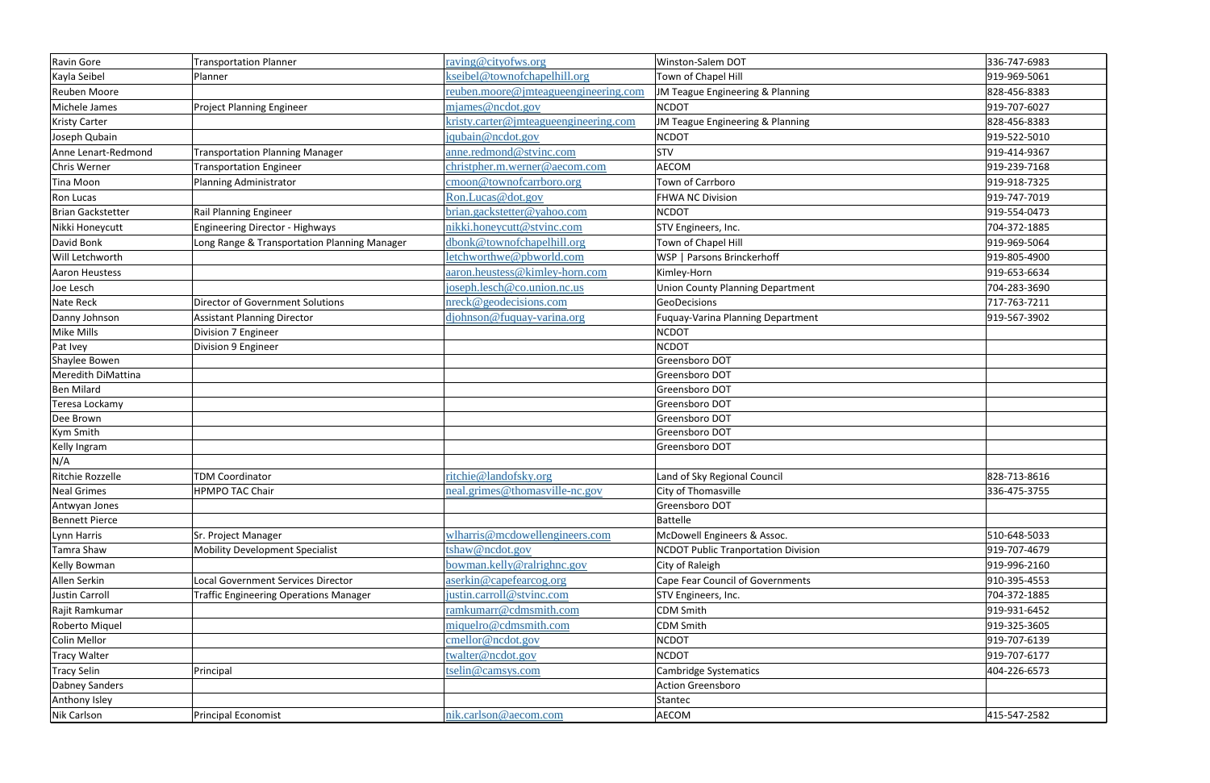| | | | | |
|---|---|---|---|---|
| Ravin Gore | Transportation Planner | raving@cityofws.org | Winston-Salem DOT | 336-747-6983 |
| Kayla Seibel | Planner | kseibel@townofchapelhill.org | Town of Chapel Hill | 919-969-5061 |
| Reuben Moore | | reuben.moore@jmteagueengineering.com | JM Teague Engineering & Planning | 828-456-8383 |
| Michele James | Project Planning Engineer | mjames@ncdot.gov | NCDOT | 919-707-6027 |
| Kristy Carter | | kristy.carter@jmteagueengineering.com | JM Teague Engineering & Planning | 828-456-8383 |
| Joseph Qubain | | jqubain@ncdot.gov | NCDOT | 919-522-5010 |
| Anne Lenart-Redmond | Transportation Planning Manager | anne.redmond@stvinc.com | STV | 919-414-9367 |
| Chris Werner | Transportation Engineer | christpher.m.werner@aecom.com | AECOM | 919-239-7168 |
| Tina Moon | Planning Administrator | cmoon@townofcarrboro.org | Town of Carrboro | 919-918-7325 |
| Ron Lucas | | Ron.Lucas@dot.gov | FHWA NC Division | 919-747-7019 |
| Brian Gackstetter | Rail Planning Engineer | brian.gackstetter@yahoo.com | NCDOT | 919-554-0473 |
| Nikki Honeycutt | Engineering Director - Highways | nikki.honeycutt@stvinc.com | STV Engineers, Inc. | 704-372-1885 |
| David Bonk | Long Range & Transportation Planning Manager | dbonk@townofchapelhill.org | Town of Chapel Hill | 919-969-5064 |
| Will Letchworth | | letchworthwe@pbworld.com | WSP \| Parsons Brinckerhoff | 919-805-4900 |
| Aaron Heustess | | aaron.heustess@kimley-horn.com | Kimley-Horn | 919-653-6634 |
| Joe Lesch | | joseph.lesch@co.union.nc.us | Union County Planning Department | 704-283-3690 |
| Nate Reck | Director of Government Solutions | nreck@geodecisions.com | GeoDecisions | 717-763-7211 |
| Danny Johnson | Assistant Planning Director | djohnson@fuquay-varina.org | Fuquay-Varina Planning Department | 919-567-3902 |
| Mike Mills | Division 7 Engineer | | NCDOT | |
| Pat Ivey | Division 9 Engineer | | NCDOT | |
| Shaylee Bowen | | | Greensboro DOT | |
| Meredith DiMattina | | | Greensboro DOT | |
| Ben Milard | | | Greensboro DOT | |
| Teresa Lockamy | | | Greensboro DOT | |
| Dee Brown | | | Greensboro DOT | |
| Kym Smith | | | Greensboro DOT | |
| Kelly Ingram | | | Greensboro DOT | |
| N/A | | | | |
| Ritchie Rozzelle | TDM Coordinator | ritchie@landofsky.org | Land of Sky Regional Council | 828-713-8616 |
| Neal Grimes | HPMPO TAC Chair | neal.grimes@thomasville-nc.gov | City of Thomasville | 336-475-3755 |
| Antwyan Jones | | | Greensboro DOT | |
| Bennett Pierce | | | Battelle | |
| Lynn Harris | Sr. Project Manager | wlharris@mcdowellengineers.com | McDowell Engineers & Assoc. | 510-648-5033 |
| Tamra Shaw | Mobility Development Specialist | tshaw@ncdot.gov | NCDOT Public Tranportation Division | 919-707-4679 |
| Kelly Bowman | | bowman.kelly@ralrighnc.gov | City of Raleigh | 919-996-2160 |
| Allen Serkin | Local Government Services Director | aserkin@capefearcog.org | Cape Fear Council of Governments | 910-395-4553 |
| Justin Carroll | Traffic Engineering Operations Manager | justin.carroll@stvinc.com | STV Engineers, Inc. | 704-372-1885 |
| Rajit Ramkumar | | ramkumarr@cdmsmith.com | CDM Smith | 919-931-6452 |
| Roberto Miquel | | miquelro@cdmsmith.com | CDM Smith | 919-325-3605 |
| Colin Mellor | | cmellor@ncdot.gov | NCDOT | 919-707-6139 |
| Tracy Walter | | twalter@ncdot.gov | NCDOT | 919-707-6177 |
| Tracy Selin | Principal | tselin@camsys.com | Cambridge Systematics | 404-226-6573 |
| Dabney Sanders | | | Action Greensboro | |
| Anthony Isley | | | Stantec | |
| Nik Carlson | Principal Economist | nik.carlson@aecom.com | AECOM | 415-547-2582 |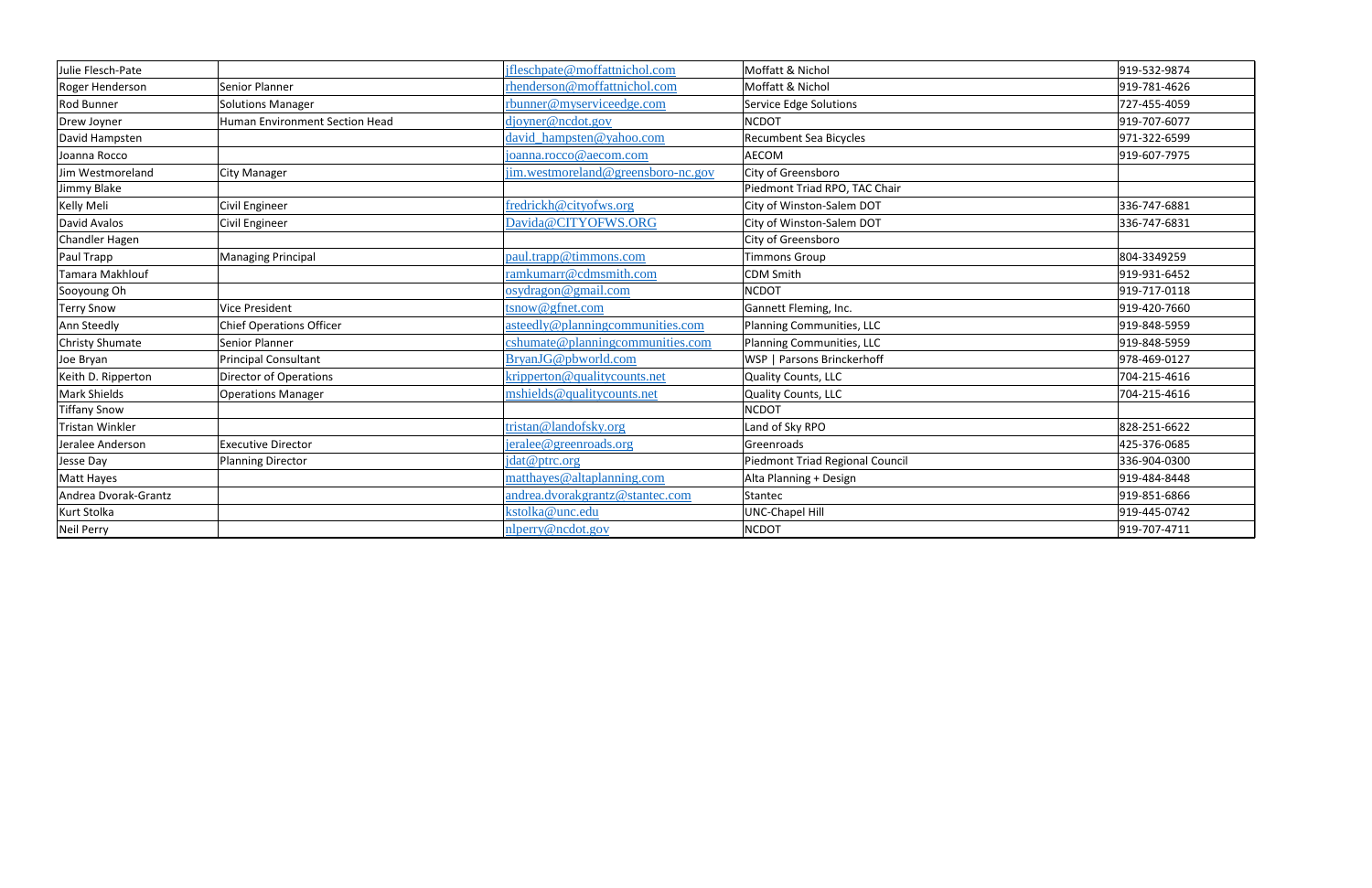| | | | | |
|---|---|---|---|---|
| Julie Flesch-Pate | | jfleschpate@moffattnichol.com | Moffatt & Nichol | 919-532-9874 |
| Roger Henderson | Senior Planner | rhenderson@moffattnichol.com | Moffatt & Nichol | 919-781-4626 |
| Rod Bunner | Solutions Manager | rbunner@myserviceedge.com | Service Edge Solutions | 727-455-4059 |
| Drew Joyner | Human Environment Section Head | djoyner@ncdot.gov | NCDOT | 919-707-6077 |
| David Hampsten | | david_hampsten@yahoo.com | Recumbent Sea Bicycles | 971-322-6599 |
| Joanna Rocco | | joanna.rocco@aecom.com | AECOM | 919-607-7975 |
| Jim Westmoreland | City Manager | jim.westmoreland@greensboro-nc.gov | City of Greensboro | |
| Jimmy Blake | | | Piedmont Triad RPO, TAC Chair | |
| Kelly Meli | Civil Engineer | fredrickh@cityofws.org | City of Winston-Salem DOT | 336-747-6881 |
| David Avalos | Civil Engineer | Davida@CITYOFWS.ORG | City of Winston-Salem DOT | 336-747-6831 |
| Chandler Hagen | | | City of Greensboro | |
| Paul Trapp | Managing Principal | paul.trapp@timmons.com | Timmons Group | 804-3349259 |
| Tamara Makhlouf | | ramkumarr@cdmsmith.com | CDM Smith | 919-931-6452 |
| Sooyoung Oh | | osydragon@gmail.com | NCDOT | 919-717-0118 |
| Terry Snow | Vice President | tsnow@gfnet.com | Gannett Fleming, Inc. | 919-420-7660 |
| Ann Steedly | Chief Operations Officer | asteedly@planningcommunities.com | Planning Communities, LLC | 919-848-5959 |
| Christy Shumate | Senior Planner | cshumate@planningcommunities.com | Planning Communities, LLC | 919-848-5959 |
| Joe Bryan | Principal Consultant | BryanJG@pbworld.com | WSP \| Parsons Brinckerhoff | 978-469-0127 |
| Keith D. Ripperton | Director of Operations | kripperton@qualitycounts.net | Quality Counts, LLC | 704-215-4616 |
| Mark Shields | Operations Manager | mshields@qualitycounts.net | Quality Counts, LLC | 704-215-4616 |
| Tiffany Snow | | | NCDOT | |
| Tristan Winkler | | tristan@landofsky.org | Land of Sky RPO | 828-251-6622 |
| Jeralee Anderson | Executive Director | jeralee@greenroads.org | Greenroads | 425-376-0685 |
| Jesse Day | Planning Director | jdat@ptrc.org | Piedmont Triad Regional Council | 336-904-0300 |
| Matt Hayes | | matthayes@altaplanning.com | Alta Planning + Design | 919-484-8448 |
| Andrea Dvorak-Grantz | | andrea.dvorakgrantz@stantec.com | Stantec | 919-851-6866 |
| Kurt Stolka | | kstolka@unc.edu | UNC-Chapel Hill | 919-445-0742 |
| Neil Perry | | nlperry@ncdot.gov | NCDOT | 919-707-4711 |